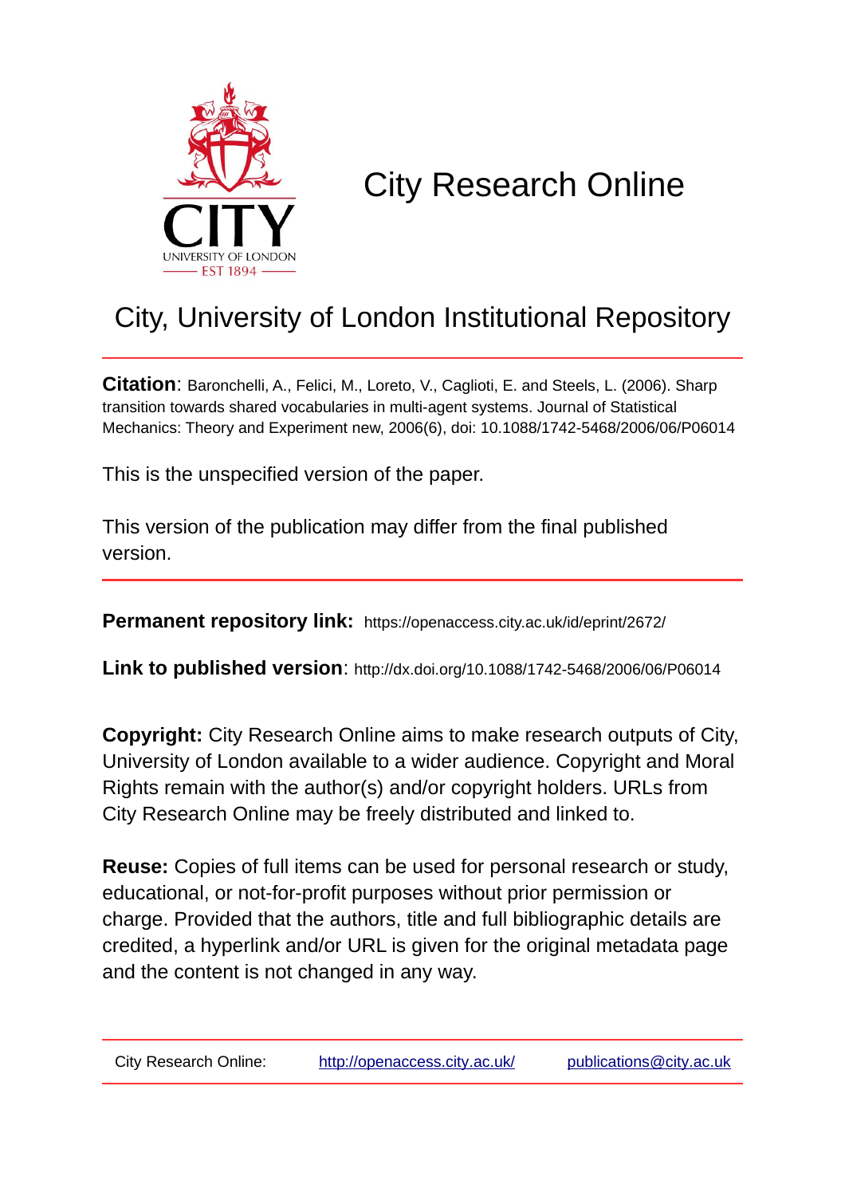# City Research Online

## City, University of London Institutional Repository

**Citation**: Baronchelli, A., Felici, M., Loreto, V., Caglioti, E. and Steels, L. (2006). Sharp transition towards shared vocabularies in multi-agent systems. Journal of Statistical Mechanics: Theory and Experiment new, 2006(6), doi: 10.1088/1742-5468/2006/06/P06014

This is the unspecified version of the paper.

This version of the publication may differ from the final published version.

---

**Permanent repository link:** https://openaccess.city.ac.uk/id/eprint/2672/

**Link to published version**: http://dx.doi.org/10.1088/1742-5468/2006/06/P06014

**Copyright:** City Research Online aims to make research outputs of City, University of London available to a wider audience. Copyright and Moral Rights remain with the author(s) and/or copyright holders. URLs from City Research Online may be freely distributed and linked to.

**Reuse:** Copies of full items can be used for personal research or study, educational, or not-for-profit purposes without prior permission or charge. Provided that the authors, title and full bibliographic details are credited, a hyperlink and/or URL is given for the original metadata page and the content is not changed in any way.

---

City Research Online: http://openaccess.city.ac.uk/ publications@city.ac.uk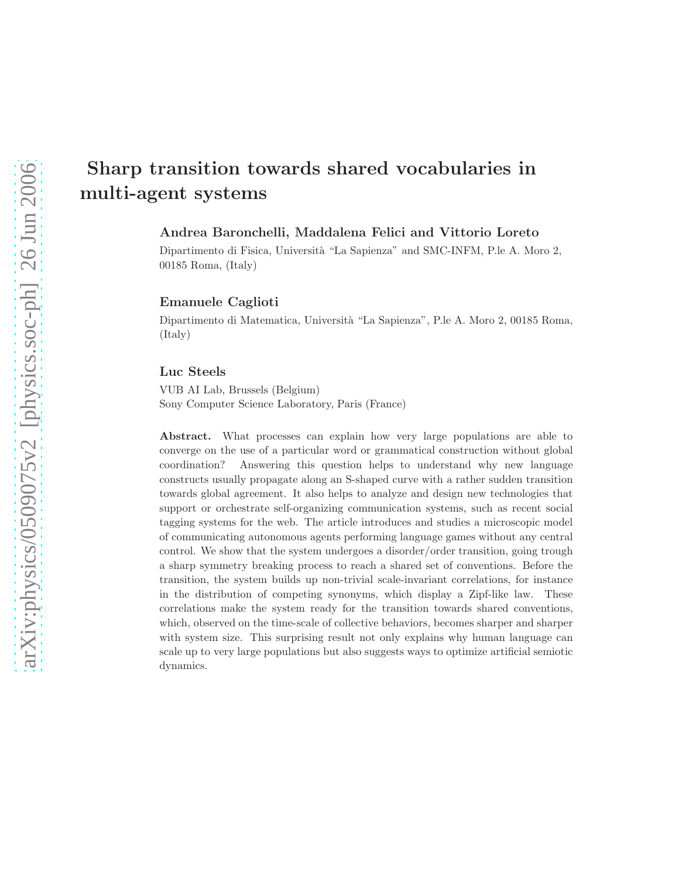# Sharp transition towards shared vocabularies in multi-agent systems

**Andrea Baronchelli, Maddalena Felici and Vittorio Loreto**

Dipartimento di Fisica, Università "La Sapienza" and SMC-INFM, P.le A. Moro 2, 00185 Roma, (Italy)

**Emanuele Caglioti**

Dipartimento di Matematica, Università "La Sapienza", P.le A. Moro 2, 00185 Roma, (Italy)

**Luc Steels**

VUB AI Lab, Brussels (Belgium)
Sony Computer Science Laboratory, Paris (France)

**Abstract.** What processes can explain how very large populations are able to converge on the use of a particular word or grammatical construction without global coordination? Answering this question helps to understand why new language constructs usually propagate along an S-shaped curve with a rather sudden transition towards global agreement. It also helps to analyze and design new technologies that support or orchestrate self-organizing communication systems, such as recent social tagging systems for the web. The article introduces and studies a microscopic model of communicating autonomous agents performing language games without any central control. We show that the system undergoes a disorder/order transition, going trough a sharp symmetry breaking process to reach a shared set of conventions. Before the transition, the system builds up non-trivial scale-invariant correlations, for instance in the distribution of competing synonyms, which display a Zipf-like law. These correlations make the system ready for the transition towards shared conventions, which, observed on the time-scale of collective behaviors, becomes sharper and sharper with system size. This surprising result not only explains why human language can scale up to very large populations but also suggests ways to optimize artificial semiotic dynamics.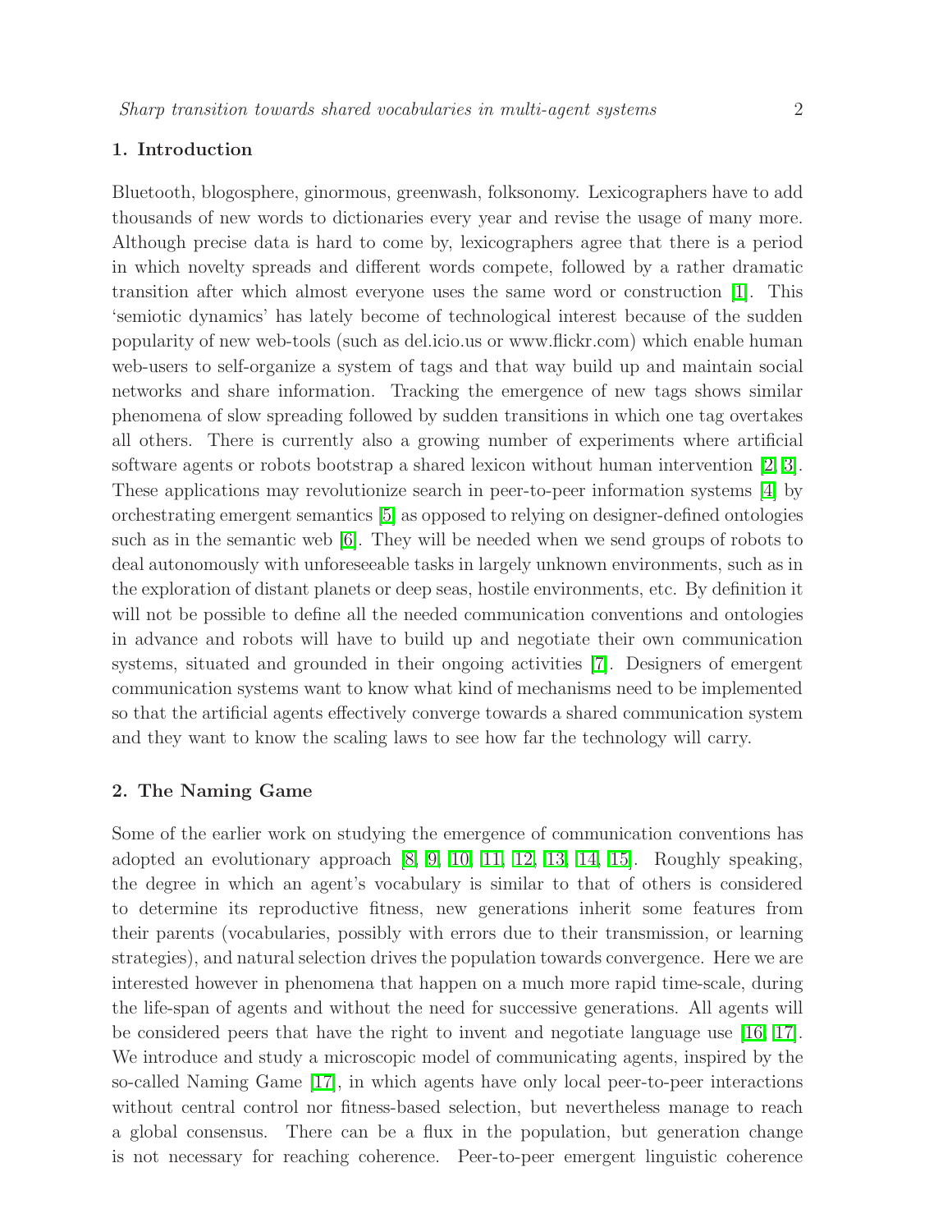## 1. Introduction

Bluetooth, blogosphere, ginormous, greenwash, folksonomy. Lexicographers have to add thousands of new words to dictionaries every year and revise the usage of many more. Although precise data is hard to come by, lexicographers agree that there is a period in which novelty spreads and different words compete, followed by a rather dramatic transition after which almost everyone uses the same word or construction [1]. This 'semiotic dynamics' has lately become of technological interest because of the sudden popularity of new web-tools (such as del.icio.us or www.flickr.com) which enable human web-users to self-organize a system of tags and that way build up and maintain social networks and share information. Tracking the emergence of new tags shows similar phenomena of slow spreading followed by sudden transitions in which one tag overtakes all others. There is currently also a growing number of experiments where artificial software agents or robots bootstrap a shared lexicon without human intervention [2, 3]. These applications may revolutionize search in peer-to-peer information systems [4] by orchestrating emergent semantics [5] as opposed to relying on designer-defined ontologies such as in the semantic web [6]. They will be needed when we send groups of robots to deal autonomously with unforeseeable tasks in largely unknown environments, such as in the exploration of distant planets or deep seas, hostile environments, etc. By definition it will not be possible to define all the needed communication conventions and ontologies in advance and robots will have to build up and negotiate their own communication systems, situated and grounded in their ongoing activities [7]. Designers of emergent communication systems want to know what kind of mechanisms need to be implemented so that the artificial agents effectively converge towards a shared communication system and they want to know the scaling laws to see how far the technology will carry.

## 2. The Naming Game

Some of the earlier work on studying the emergence of communication conventions has adopted an evolutionary approach [8, 9, 10, 11, 12, 13, 14, 15]. Roughly speaking, the degree in which an agent's vocabulary is similar to that of others is considered to determine its reproductive fitness, new generations inherit some features from their parents (vocabularies, possibly with errors due to their transmission, or learning strategies), and natural selection drives the population towards convergence. Here we are interested however in phenomena that happen on a much more rapid time-scale, during the life-span of agents and without the need for successive generations. All agents will be considered peers that have the right to invent and negotiate language use [16, 17]. We introduce and study a microscopic model of communicating agents, inspired by the so-called Naming Game [17], in which agents have only local peer-to-peer interactions without central control nor fitness-based selection, but nevertheless manage to reach a global consensus. There can be a flux in the population, but generation change is not necessary for reaching coherence. Peer-to-peer emergent linguistic coherence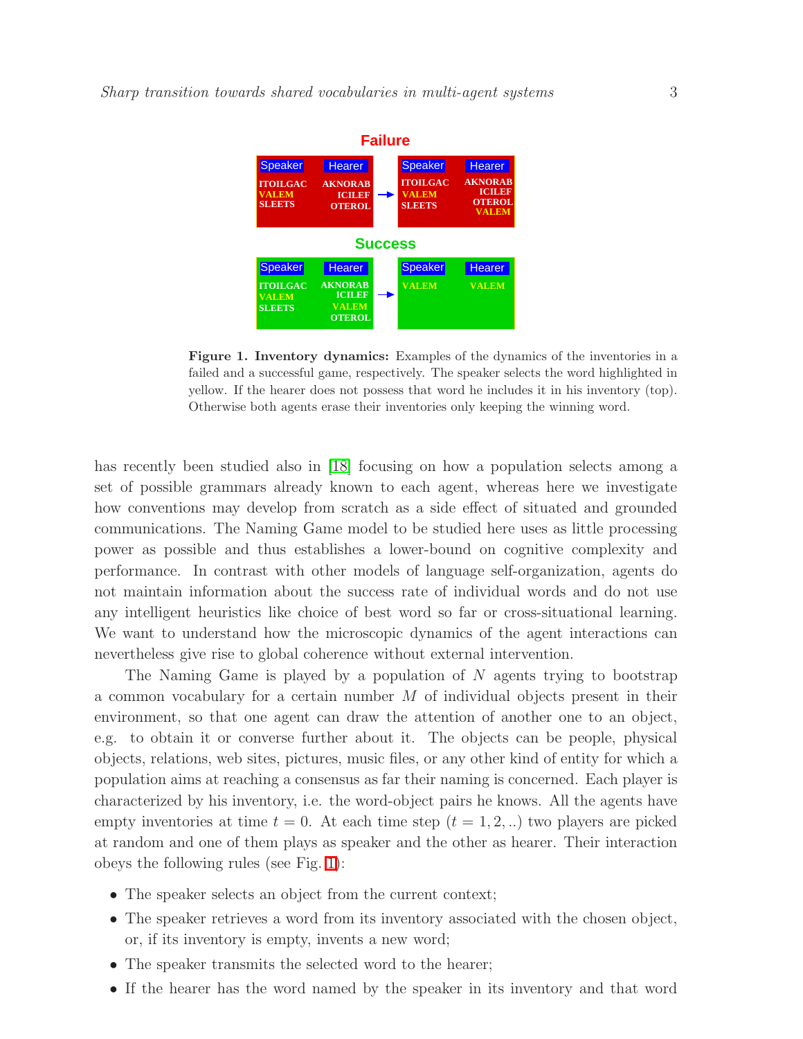**Figure 1. Inventory dynamics:** Examples of the dynamics of the inventories in a failed and a successful game, respectively. The speaker selects the word highlighted in yellow. If the hearer does not possess that word he includes it in his inventory (top). Otherwise both agents erase their inventories only keeping the winning word.

has recently been studied also in [18] focusing on how a population selects among a set of possible grammars already known to each agent, whereas here we investigate how conventions may develop from scratch as a side effect of situated and grounded communications. The Naming Game model to be studied here uses as little processing power as possible and thus establishes a lower-bound on cognitive complexity and performance. In contrast with other models of language self-organization, agents do not maintain information about the success rate of individual words and do not use any intelligent heuristics like choice of best word so far or cross-situational learning. We want to understand how the microscopic dynamics of the agent interactions can nevertheless give rise to global coherence without external intervention.

The Naming Game is played by a population of $N$ agents trying to bootstrap a common vocabulary for a certain number $M$ of individual objects present in their environment, so that one agent can draw the attention of another one to an object, e.g. to obtain it or converse further about it. The objects can be people, physical objects, relations, web sites, pictures, music files, or any other kind of entity for which a population aims at reaching a consensus as far their naming is concerned. Each player is characterized by his inventory, i.e. the word-object pairs he knows. All the agents have empty inventories at time $t = 0$. At each time step ($t = 1, 2, ..$) two players are picked at random and one of them plays as speaker and the other as hearer. Their interaction obeys the following rules (see Fig. 1):

- The speaker selects an object from the current context;
- The speaker retrieves a word from its inventory associated with the chosen object, or, if its inventory is empty, invents a new word;
- The speaker transmits the selected word to the hearer;
- If the hearer has the word named by the speaker in its inventory and that word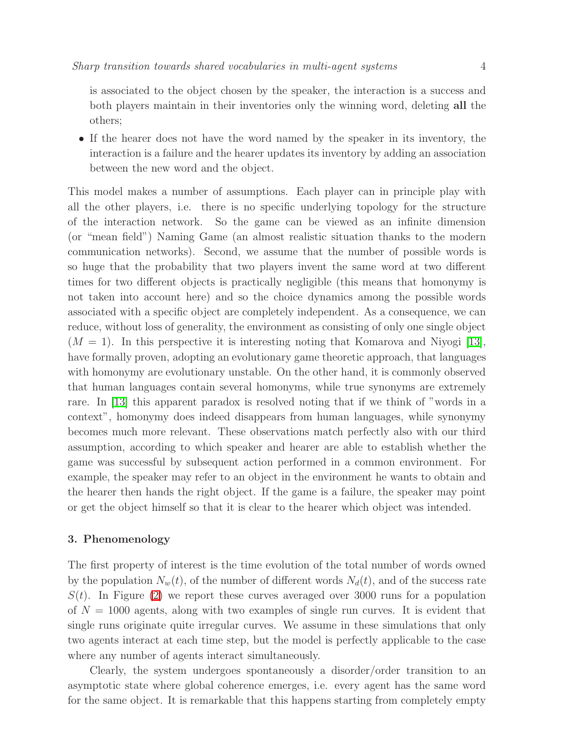is associated to the object chosen by the speaker, the interaction is a success and both players maintain in their inventories only the winning word, deleting **all** the others;

- If the hearer does not have the word named by the speaker in its inventory, the interaction is a failure and the hearer updates its inventory by adding an association between the new word and the object.

This model makes a number of assumptions. Each player can in principle play with all the other players, i.e. there is no specific underlying topology for the structure of the interaction network. So the game can be viewed as an infinite dimension (or "mean field") Naming Game (an almost realistic situation thanks to the modern communication networks). Second, we assume that the number of possible words is so huge that the probability that two players invent the same word at two different times for two different objects is practically negligible (this means that homonymy is not taken into account here) and so the choice dynamics among the possible words associated with a specific object are completely independent. As a consequence, we can reduce, without loss of generality, the environment as consisting of only one single object ($M = 1$). In this perspective it is interesting noting that Komarova and Niyogi [13], have formally proven, adopting an evolutionary game theoretic approach, that languages with homonymy are evolutionary unstable. On the other hand, it is commonly observed that human languages contain several homonyms, while true synonyms are extremely rare. In [13] this apparent paradox is resolved noting that if we think of "words in a context", homonymy does indeed disappears from human languages, while synonymy becomes much more relevant. These observations match perfectly also with our third assumption, according to which speaker and hearer are able to establish whether the game was successful by subsequent action performed in a common environment. For example, the speaker may refer to an object in the environment he wants to obtain and the hearer then hands the right object. If the game is a failure, the speaker may point or get the object himself so that it is clear to the hearer which object was intended.

## 3. Phenomenology

The first property of interest is the time evolution of the total number of words owned by the population $N_w(t)$, of the number of different words $N_d(t)$, and of the success rate $S(t)$. In Figure (2) we report these curves averaged over 3000 runs for a population of $N = 1000$ agents, along with two examples of single run curves. It is evident that single runs originate quite irregular curves. We assume in these simulations that only two agents interact at each time step, but the model is perfectly applicable to the case where any number of agents interact simultaneously.

Clearly, the system undergoes spontaneously a disorder/order transition to an asymptotic state where global coherence emerges, i.e. every agent has the same word for the same object. It is remarkable that this happens starting from completely empty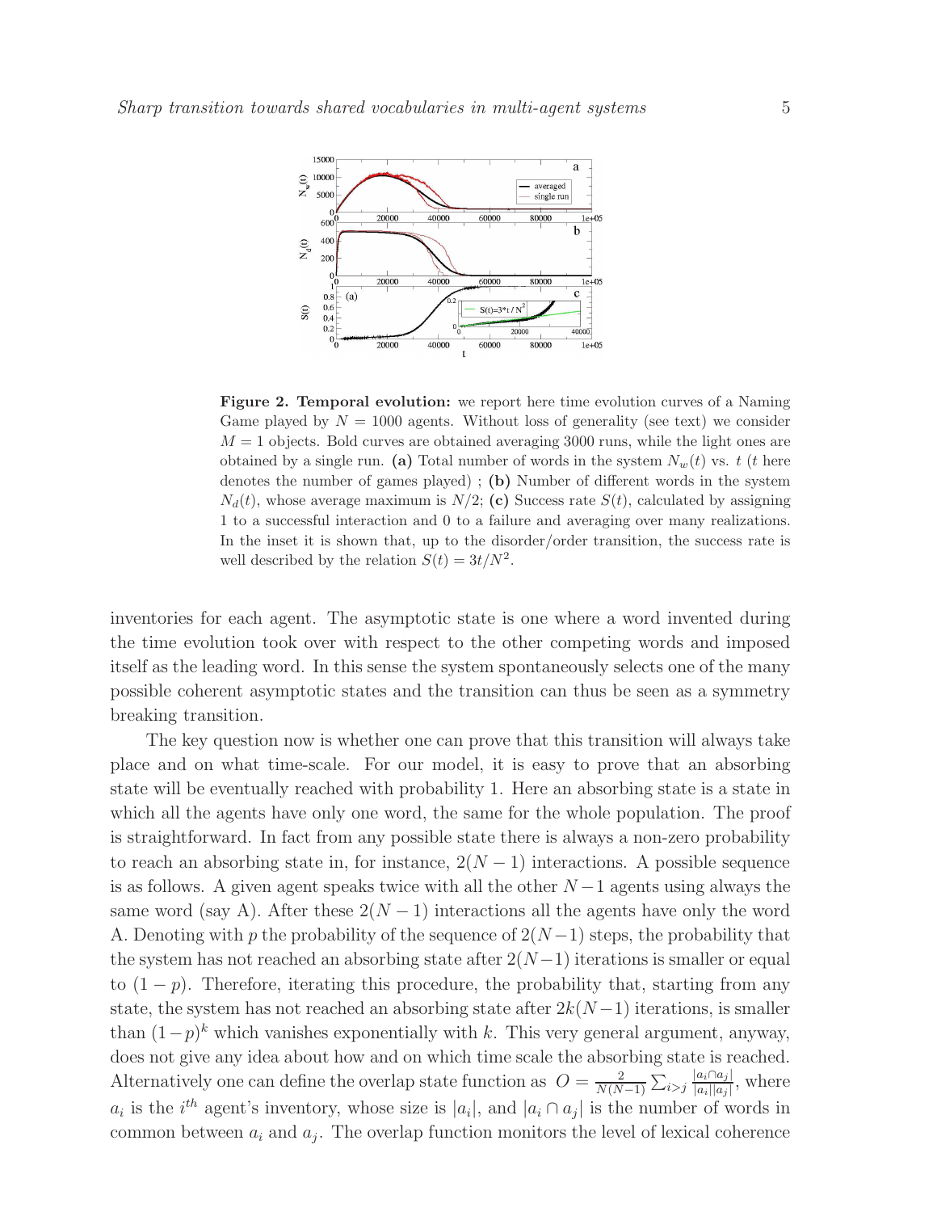**Figure 2. Temporal evolution:** we report here time evolution curves of a Naming Game played by $N = 1000$ agents. Without loss of generality (see text) we consider $M = 1$ objects. Bold curves are obtained averaging 3000 runs, while the light ones are obtained by a single run. **(a)** Total number of words in the system $N_w(t)$ vs. $t$ ($t$ here denotes the number of games played) ; **(b)** Number of different words in the system $N_d(t)$, whose average maximum is $N/2$; **(c)** Success rate $S(t)$, calculated by assigning 1 to a successful interaction and 0 to a failure and averaging over many realizations. In the inset it is shown that, up to the disorder/order transition, the success rate is well described by the relation $S(t) = 3t/N^2$.

inventories for each agent. The asymptotic state is one where a word invented during the time evolution took over with respect to the other competing words and imposed itself as the leading word. In this sense the system spontaneously selects one of the many possible coherent asymptotic states and the transition can thus be seen as a symmetry breaking transition.

The key question now is whether one can prove that this transition will always take place and on what time-scale. For our model, it is easy to prove that an absorbing state will be eventually reached with probability 1. Here an absorbing state is a state in which all the agents have only one word, the same for the whole population. The proof is straightforward. In fact from any possible state there is always a non-zero probability to reach an absorbing state in, for instance, $2(N-1)$ interactions. A possible sequence is as follows. A given agent speaks twice with all the other $N-1$ agents using always the same word (say A). After these $2(N-1)$ interactions all the agents have only the word A. Denoting with $p$ the probability of the sequence of $2(N-1)$ steps, the probability that the system has not reached an absorbing state after $2(N-1)$ iterations is smaller or equal to $(1-p)$. Therefore, iterating this procedure, the probability that, starting from any state, the system has not reached an absorbing state after $2k(N-1)$ iterations, is smaller than $(1-p)^k$ which vanishes exponentially with $k$. This very general argument, anyway, does not give any idea about how and on which time scale the absorbing state is reached. Alternatively one can define the overlap state function as $O = \frac{2}{N(N-1)} \sum_{i>j} \frac{|a_i \cap a_j|}{|a_i||a_j|}$, where $a_i$ is the $i^{th}$ agent's inventory, whose size is $|a_i|$, and $|a_i \cap a_j|$ is the number of words in common between $a_i$ and $a_j$. The overlap function monitors the level of lexical coherence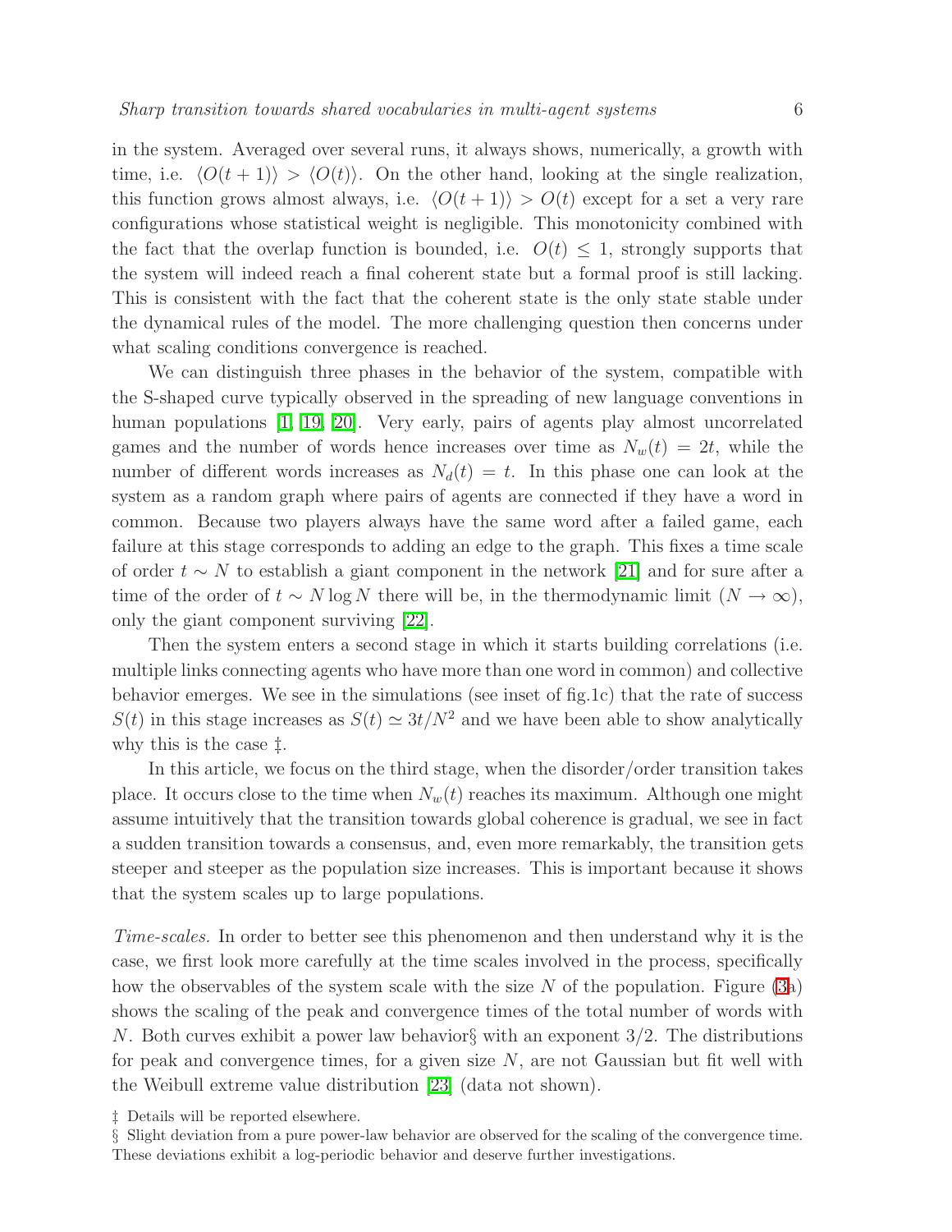in the system. Averaged over several runs, it always shows, numerically, a growth with time, i.e. $\langle O(t+1) \rangle > \langle O(t) \rangle$. On the other hand, looking at the single realization, this function grows almost always, i.e. $\langle O(t+1) \rangle > O(t)$ except for a set a very rare configurations whose statistical weight is negligible. This monotonicity combined with the fact that the overlap function is bounded, i.e. $O(t) \leq 1$, strongly supports that the system will indeed reach a final coherent state but a formal proof is still lacking. This is consistent with the fact that the coherent state is the only state stable under the dynamical rules of the model. The more challenging question then concerns under what scaling conditions convergence is reached.

We can distinguish three phases in the behavior of the system, compatible with the S-shaped curve typically observed in the spreading of new language conventions in human populations [1, 19, 20]. Very early, pairs of agents play almost uncorrelated games and the number of words hence increases over time as $N_w(t) = 2t$, while the number of different words increases as $N_d(t) = t$. In this phase one can look at the system as a random graph where pairs of agents are connected if they have a word in common. Because two players always have the same word after a failed game, each failure at this stage corresponds to adding an edge to the graph. This fixes a time scale of order $t \sim N$ to establish a giant component in the network [21] and for sure after a time of the order of $t \sim N \log N$ there will be, in the thermodynamic limit ($N \to \infty$), only the giant component surviving [22].

Then the system enters a second stage in which it starts building correlations (i.e. multiple links connecting agents who have more than one word in common) and collective behavior emerges. We see in the simulations (see inset of fig.1c) that the rate of success $S(t)$ in this stage increases as $S(t) \simeq 3t/N^2$ and we have been able to show analytically why this is the case ‡.

In this article, we focus on the third stage, when the disorder/order transition takes place. It occurs close to the time when $N_w(t)$ reaches its maximum. Although one might assume intuitively that the transition towards global coherence is gradual, we see in fact a sudden transition towards a consensus, and, even more remarkably, the transition gets steeper and steeper as the population size increases. This is important because it shows that the system scales up to large populations.

*Time-scales.* In order to better see this phenomenon and then understand why it is the case, we first look more carefully at the time scales involved in the process, specifically how the observables of the system scale with the size $N$ of the population. Figure (3a) shows the scaling of the peak and convergence times of the total number of words with $N$. Both curves exhibit a power law behavior§ with an exponent $3/2$. The distributions for peak and convergence times, for a given size $N$, are not Gaussian but fit well with the Weibull extreme value distribution [23] (data not shown).

‡ Details will be reported elsewhere.

§ Slight deviation from a pure power-law behavior are observed for the scaling of the convergence time. These deviations exhibit a log-periodic behavior and deserve further investigations.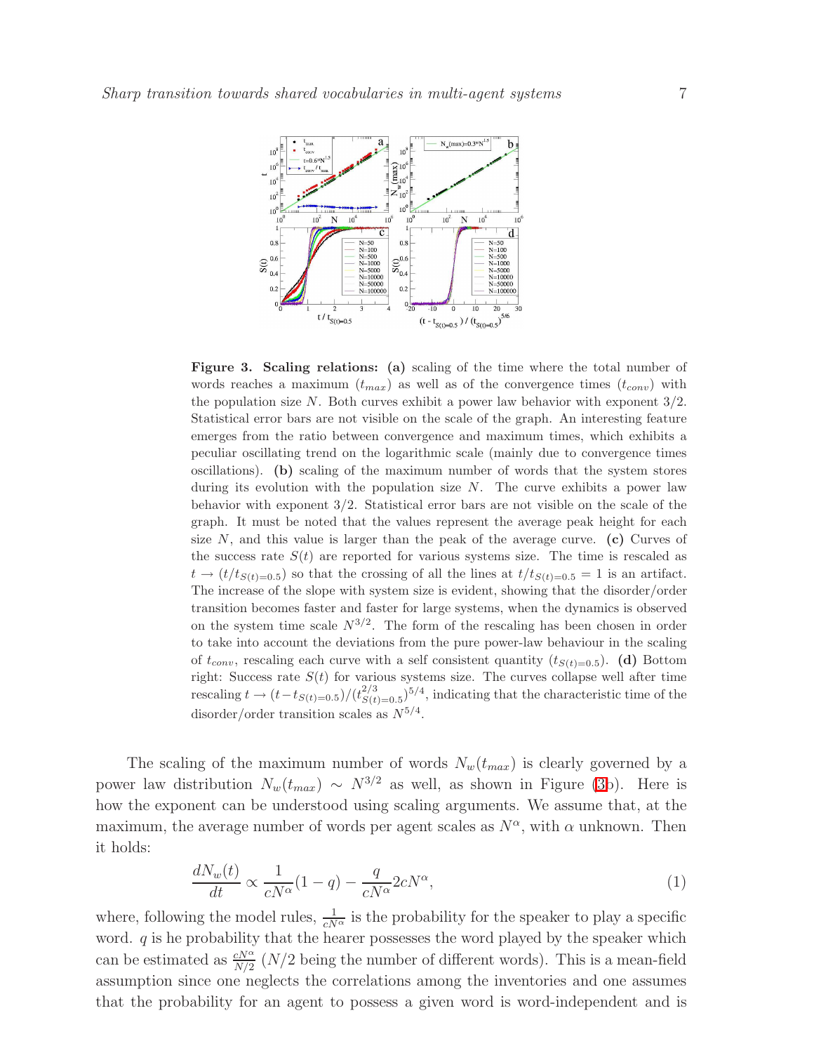**Figure 3. Scaling relations: (a)** scaling of the time where the total number of words reaches a maximum ($t_{max}$) as well as of the convergence times ($t_{conv}$) with the population size $N$. Both curves exhibit a power law behavior with exponent 3/2. Statistical error bars are not visible on the scale of the graph. An interesting feature emerges from the ratio between convergence and maximum times, which exhibits a peculiar oscillating trend on the logarithmic scale (mainly due to convergence times oscillations). **(b)** scaling of the maximum number of words that the system stores during its evolution with the population size $N$. The curve exhibits a power law behavior with exponent 3/2. Statistical error bars are not visible on the scale of the graph. It must be noted that the values represent the average peak height for each size $N$, and this value is larger than the peak of the average curve. **(c)** Curves of the success rate $S(t)$ are reported for various systems size. The time is rescaled as $t \rightarrow (t/t_{S(t)=0.5})$ so that the crossing of all the lines at $t/t_{S(t)=0.5} = 1$ is an artifact. The increase of the slope with system size is evident, showing that the disorder/order transition becomes faster and faster for large systems, when the dynamics is observed on the system time scale $N^{3/2}$. The form of the rescaling has been chosen in order to take into account the deviations from the pure power-law behaviour in the scaling of $t_{conv}$, rescaling each curve with a self consistent quantity ($t_{S(t)=0.5}$). **(d)** Bottom right: Success rate $S(t)$ for various systems size. The curves collapse well after time rescaling $t \rightarrow (t - t_{S(t)=0.5})/(t_{S(t)=0.5}^{2/3})^{5/4}$, indicating that the characteristic time of the disorder/order transition scales as $N^{5/4}$.

The scaling of the maximum number of words $N_w(t_{max})$ is clearly governed by a power law distribution $N_w(t_{max}) \sim N^{3/2}$ as well, as shown in Figure (3b). Here is how the exponent can be understood using scaling arguments. We assume that, at the maximum, the average number of words per agent scales as $N^\alpha$, with $\alpha$ unknown. Then it holds:

$$\frac{dN_w(t)}{dt} \propto \frac{1}{cN^\alpha}(1-q) - \frac{q}{cN^\alpha}2cN^\alpha, \tag{1}$$

where, following the model rules, $\frac{1}{cN^\alpha}$ is the probability for the speaker to play a specific word. $q$ is he probability that the hearer possesses the word played by the speaker which can be estimated as $\frac{cN^\alpha}{N/2}$ ($N/2$ being the number of different words). This is a mean-field assumption since one neglects the correlations among the inventories and one assumes that the probability for an agent to possess a given word is word-independent and is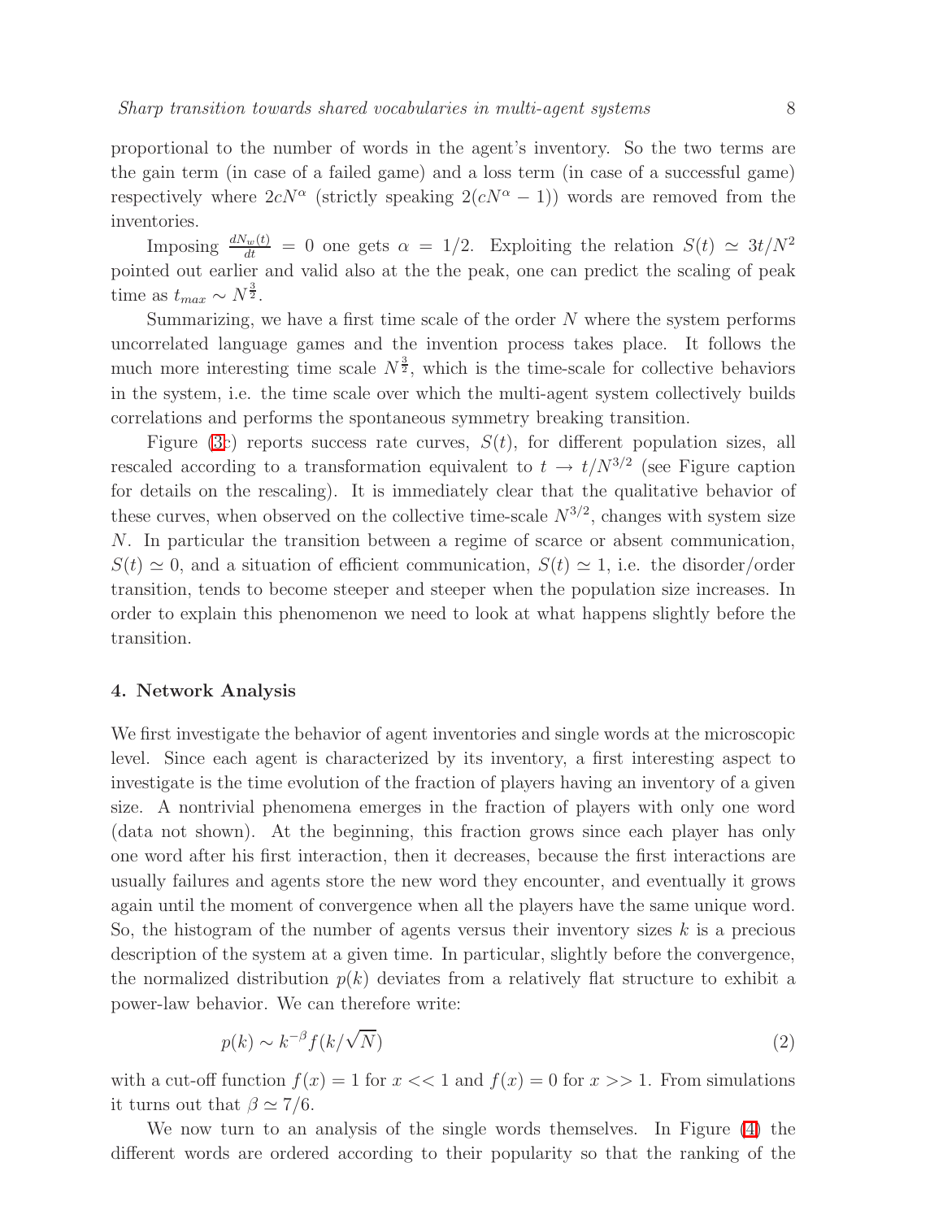proportional to the number of words in the agent's inventory. So the two terms are the gain term (in case of a failed game) and a loss term (in case of a successful game) respectively where $2cN^{\alpha}$ (strictly speaking $2(cN^{\alpha}-1)$) words are removed from the inventories.

Imposing $\frac{dN_w(t)}{dt} = 0$ one gets $\alpha = 1/2$. Exploiting the relation $S(t) \simeq 3t/N^2$ pointed out earlier and valid also at the the peak, one can predict the scaling of peak time as $t_{max} \sim N^{\frac{3}{2}}$.

Summarizing, we have a first time scale of the order $N$ where the system performs uncorrelated language games and the invention process takes place. It follows the much more interesting time scale $N^{\frac{3}{2}}$, which is the time-scale for collective behaviors in the system, i.e. the time scale over which the multi-agent system collectively builds correlations and performs the spontaneous symmetry breaking transition.

Figure (3c) reports success rate curves, $S(t)$, for different population sizes, all rescaled according to a transformation equivalent to $t \rightarrow t/N^{3/2}$ (see Figure caption for details on the rescaling). It is immediately clear that the qualitative behavior of these curves, when observed on the collective time-scale $N^{3/2}$, changes with system size $N$. In particular the transition between a regime of scarce or absent communication, $S(t) \simeq 0$, and a situation of efficient communication, $S(t) \simeq 1$, i.e. the disorder/order transition, tends to become steeper and steeper when the population size increases. In order to explain this phenomenon we need to look at what happens slightly before the transition.

## 4. Network Analysis

We first investigate the behavior of agent inventories and single words at the microscopic level. Since each agent is characterized by its inventory, a first interesting aspect to investigate is the time evolution of the fraction of players having an inventory of a given size. A nontrivial phenomena emerges in the fraction of players with only one word (data not shown). At the beginning, this fraction grows since each player has only one word after his first interaction, then it decreases, because the first interactions are usually failures and agents store the new word they encounter, and eventually it grows again until the moment of convergence when all the players have the same unique word. So, the histogram of the number of agents versus their inventory sizes $k$ is a precious description of the system at a given time. In particular, slightly before the convergence, the normalized distribution $p(k)$ deviates from a relatively flat structure to exhibit a power-law behavior. We can therefore write:

$$p(k) \sim k^{-\beta} f(k/\sqrt{N}) \tag{2}$$

with a cut-off function $f(x) = 1$ for $x << 1$ and $f(x) = 0$ for $x >> 1$. From simulations it turns out that $\beta \simeq 7/6$.

We now turn to an analysis of the single words themselves. In Figure (4) the different words are ordered according to their popularity so that the ranking of the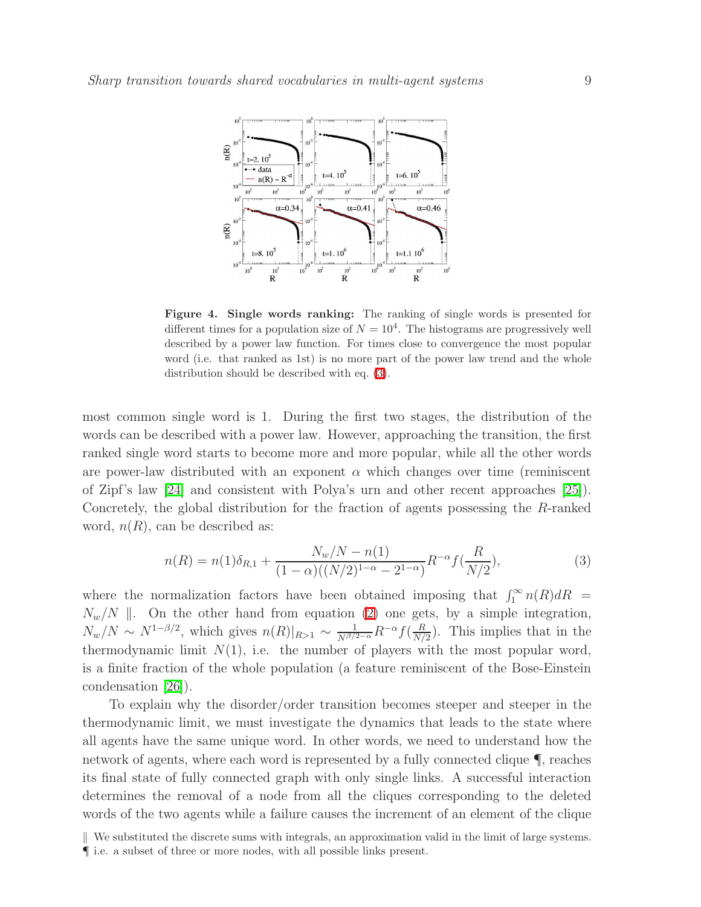**Figure 4. Single words ranking:** The ranking of single words is presented for different times for a population size of $N = 10^4$. The histograms are progressively well described by a power law function. For times close to convergence the most popular word (i.e. that ranked as 1st) is no more part of the power law trend and the whole distribution should be described with eq. (3).

most common single word is 1. During the first two stages, the distribution of the words can be described with a power law. However, approaching the transition, the first ranked single word starts to become more and more popular, while all the other words are power-law distributed with an exponent $\alpha$ which changes over time (reminiscent of Zipf's law [24] and consistent with Polya's urn and other recent approaches [25]). Concretely, the global distribution for the fraction of agents possessing the $R$-ranked word, $n(R)$, can be described as:

$$n(R) = n(1)\delta_{R,1} + \frac{N_w/N - n(1)}{(1-\alpha)((N/2)^{1-\alpha} - 2^{1-\alpha})} R^{-\alpha} f(\frac{R}{N/2}), \tag{3}$$

where the normalization factors have been obtained imposing that $\int_1^\infty n(R)dR = N_w/N$ ‖. On the other hand from equation (2) one gets, by a simple integration, $N_w/N \sim N^{1-\beta/2}$, which gives $n(R)|_{R>1} \sim \frac{1}{N^{\beta/2-\alpha}} R^{-\alpha} f(\frac{R}{N/2})$. This implies that in the thermodynamic limit $N(1)$, i.e. the number of players with the most popular word, is a finite fraction of the whole population (a feature reminiscent of the Bose-Einstein condensation [26]).

To explain why the disorder/order transition becomes steeper and steeper in the thermodynamic limit, we must investigate the dynamics that leads to the state where all agents have the same unique word. In other words, we need to understand how the network of agents, where each word is represented by a fully connected clique ¶, reaches its final state of fully connected graph with only single links. A successful interaction determines the removal of a node from all the cliques corresponding to the deleted words of the two agents while a failure causes the increment of an element of the clique

‖ We substituted the discrete sums with integrals, an approximation valid in the limit of large systems.

¶ i.e. a subset of three or more nodes, with all possible links present.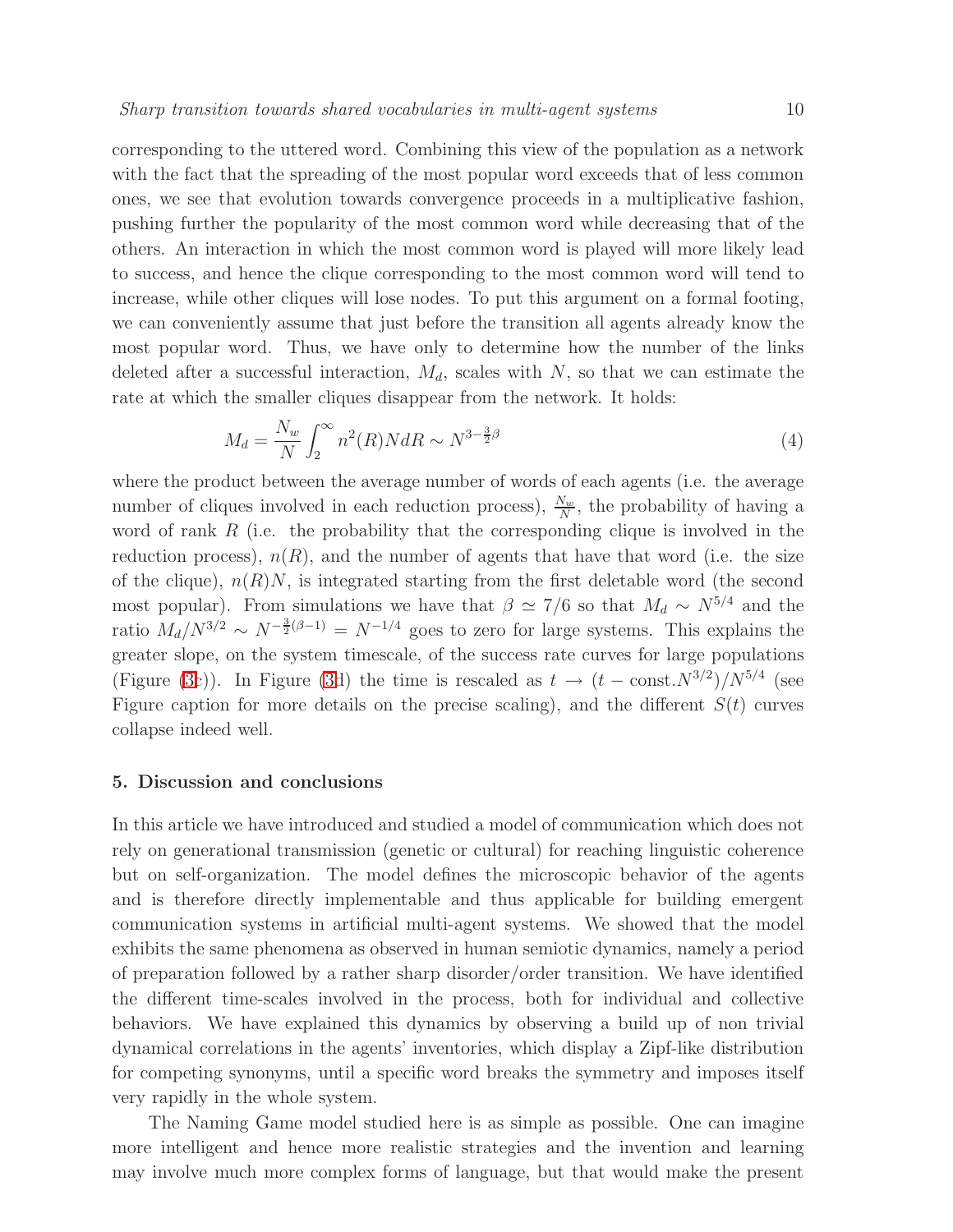corresponding to the uttered word. Combining this view of the population as a network with the fact that the spreading of the most popular word exceeds that of less common ones, we see that evolution towards convergence proceeds in a multiplicative fashion, pushing further the popularity of the most common word while decreasing that of the others. An interaction in which the most common word is played will more likely lead to success, and hence the clique corresponding to the most common word will tend to increase, while other cliques will lose nodes. To put this argument on a formal footing, we can conveniently assume that just before the transition all agents already know the most popular word. Thus, we have only to determine how the number of the links deleted after a successful interaction, $M_d$, scales with $N$, so that we can estimate the rate at which the smaller cliques disappear from the network. It holds:

$$M_d = \frac{N_w}{N} \int_2^\infty n^2(R) N dR \sim N^{3-\frac{3}{2}\beta} \tag{4}$$

where the product between the average number of words of each agents (i.e. the average number of cliques involved in each reduction process), $\frac{N_w}{N}$, the probability of having a word of rank $R$ (i.e. the probability that the corresponding clique is involved in the reduction process), $n(R)$, and the number of agents that have that word (i.e. the size of the clique), $n(R)N$, is integrated starting from the first deletable word (the second most popular). From simulations we have that $\beta \simeq 7/6$ so that $M_d \sim N^{5/4}$ and the ratio $M_d/N^{3/2} \sim N^{-\frac{3}{2}(\beta-1)} = N^{-1/4}$ goes to zero for large systems. This explains the greater slope, on the system timescale, of the success rate curves for large populations (Figure (3c)). In Figure (3d) the time is rescaled as $t \to (t - \text{const.}N^{3/2})/N^{5/4}$ (see Figure caption for more details on the precise scaling), and the different $S(t)$ curves collapse indeed well.

## 5. Discussion and conclusions

In this article we have introduced and studied a model of communication which does not rely on generational transmission (genetic or cultural) for reaching linguistic coherence but on self-organization. The model defines the microscopic behavior of the agents and is therefore directly implementable and thus applicable for building emergent communication systems in artificial multi-agent systems. We showed that the model exhibits the same phenomena as observed in human semiotic dynamics, namely a period of preparation followed by a rather sharp disorder/order transition. We have identified the different time-scales involved in the process, both for individual and collective behaviors. We have explained this dynamics by observing a build up of non trivial dynamical correlations in the agents' inventories, which display a Zipf-like distribution for competing synonyms, until a specific word breaks the symmetry and imposes itself very rapidly in the whole system.

The Naming Game model studied here is as simple as possible. One can imagine more intelligent and hence more realistic strategies and the invention and learning may involve much more complex forms of language, but that would make the present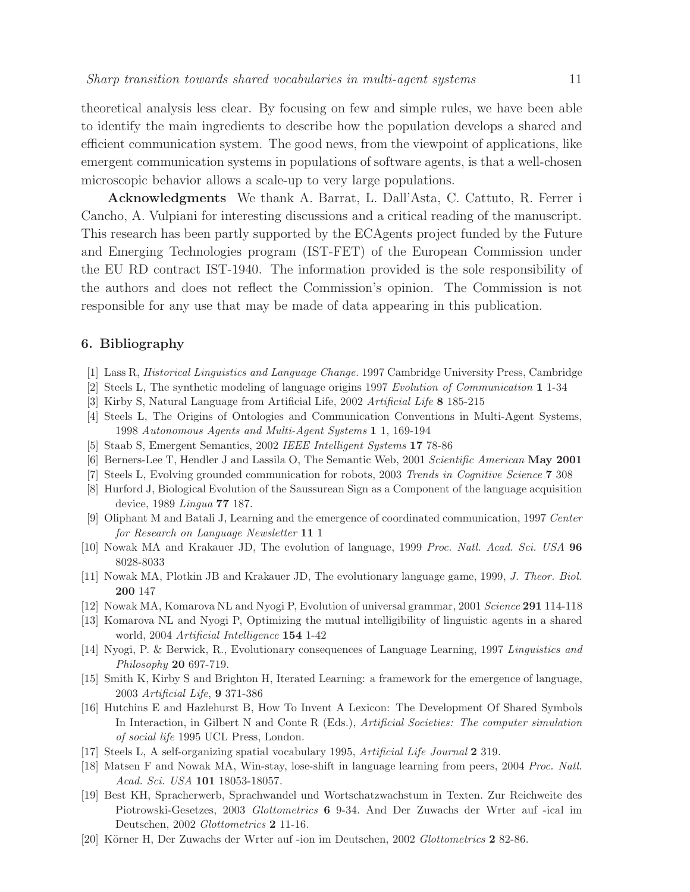theoretical analysis less clear. By focusing on few and simple rules, we have been able to identify the main ingredients to describe how the population develops a shared and efficient communication system. The good news, from the viewpoint of applications, like emergent communication systems in populations of software agents, is that a well-chosen microscopic behavior allows a scale-up to very large populations.

**Acknowledgments** We thank A. Barrat, L. Dall'Asta, C. Cattuto, R. Ferrer i Cancho, A. Vulpiani for interesting discussions and a critical reading of the manuscript. This research has been partly supported by the ECAgents project funded by the Future and Emerging Technologies program (IST-FET) of the European Commission under the EU RD contract IST-1940. The information provided is the sole responsibility of the authors and does not reflect the Commission's opinion. The Commission is not responsible for any use that may be made of data appearing in this publication.

## 6. Bibliography

[1] Lass R, *Historical Linguistics and Language Change.* 1997 Cambridge University Press, Cambridge

[2] Steels L, The synthetic modeling of language origins 1997 *Evolution of Communication* **1** 1-34

[3] Kirby S, Natural Language from Artificial Life, 2002 *Artificial Life* **8** 185-215

[4] Steels L, The Origins of Ontologies and Communication Conventions in Multi-Agent Systems, 1998 *Autonomous Agents and Multi-Agent Systems* **1** 1, 169-194

[5] Staab S, Emergent Semantics, 2002 *IEEE Intelligent Systems* **17** 78-86

[6] Berners-Lee T, Hendler J and Lassila O, The Semantic Web, 2001 *Scientific American* **May 2001**

[7] Steels L, Evolving grounded communication for robots, 2003 *Trends in Cognitive Science* **7** 308

[8] Hurford J, Biological Evolution of the Saussurean Sign as a Component of the language acquisition device, 1989 *Lingua* **77** 187.

[9] Oliphant M and Batali J, Learning and the emergence of coordinated communication, 1997 *Center for Research on Language Newsletter* **11** 1

[10] Nowak MA and Krakauer JD, The evolution of language, 1999 *Proc. Natl. Acad. Sci. USA* **96** 8028-8033

[11] Nowak MA, Plotkin JB and Krakauer JD, The evolutionary language game, 1999, *J. Theor. Biol.* **200** 147

[12] Nowak MA, Komarova NL and Nyogi P, Evolution of universal grammar, 2001 *Science* **291** 114-118

[13] Komarova NL and Nyogi P, Optimizing the mutual intelligibility of linguistic agents in a shared world, 2004 *Artificial Intelligence* **154** 1-42

[14] Nyogi, P. & Berwick, R., Evolutionary consequences of Language Learning, 1997 *Linguistics and Philosophy* **20** 697-719.

[15] Smith K, Kirby S and Brighton H, Iterated Learning: a framework for the emergence of language, 2003 *Artificial Life*, **9** 371-386

[16] Hutchins E and Hazlehurst B, How To Invent A Lexicon: The Development Of Shared Symbols In Interaction, in Gilbert N and Conte R (Eds.), *Artificial Societies: The computer simulation of social life* 1995 UCL Press, London.

[17] Steels L, A self-organizing spatial vocabulary 1995, *Artificial Life Journal* **2** 319.

[18] Matsen F and Nowak MA, Win-stay, lose-shift in language learning from peers, 2004 *Proc. Natl. Acad. Sci. USA* **101** 18053-18057.

[19] Best KH, Spracherwerb, Sprachwandel und Wortschatzwachstum in Texten. Zur Reichweite des Piotrowski-Gesetzes, 2003 *Glottometrics* **6** 9-34. And Der Zuwachs der Wrter auf -ical im Deutschen, 2002 *Glottometrics* **2** 11-16.

[20] Körner H, Der Zuwachs der Wrter auf -ion im Deutschen, 2002 *Glottometrics* **2** 82-86.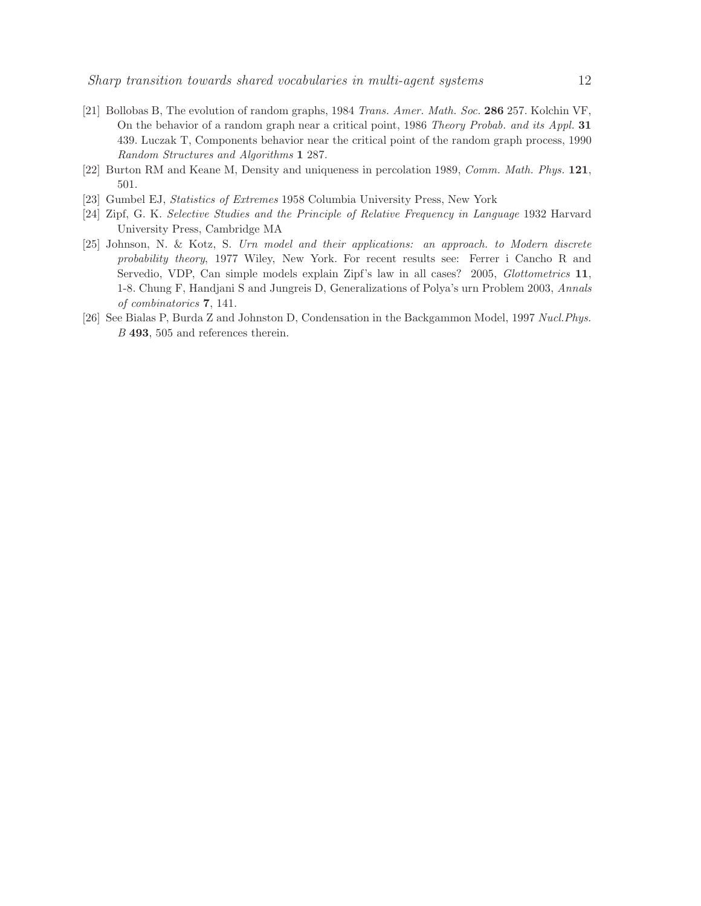[21] Bollobas B, The evolution of random graphs, 1984 *Trans. Amer. Math. Soc.* **286** 257. Kolchin VF, On the behavior of a random graph near a critical point, 1986 *Theory Probab. and its Appl.* **31** 439. Luczak T, Components behavior near the critical point of the random graph process, 1990 *Random Structures and Algorithms* **1** 287.

[22] Burton RM and Keane M, Density and uniqueness in percolation 1989, *Comm. Math. Phys.* **121**, 501.

[23] Gumbel EJ, *Statistics of Extremes* 1958 Columbia University Press, New York

[24] Zipf, G. K. *Selective Studies and the Principle of Relative Frequency in Language* 1932 Harvard University Press, Cambridge MA

[25] Johnson, N. & Kotz, S. *Urn model and their applications: an approach. to Modern discrete probability theory*, 1977 Wiley, New York. For recent results see: Ferrer i Cancho R and Servedio, VDP, Can simple models explain Zipf's law in all cases? 2005, *Glottometrics* **11**, 1-8. Chung F, Handjani S and Jungreis D, Generalizations of Polya's urn Problem 2003, *Annals of combinatorics* **7**, 141.

[26] See Bialas P, Burda Z and Johnston D, Condensation in the Backgammon Model, 1997 *Nucl.Phys. B* **493**, 505 and references therein.